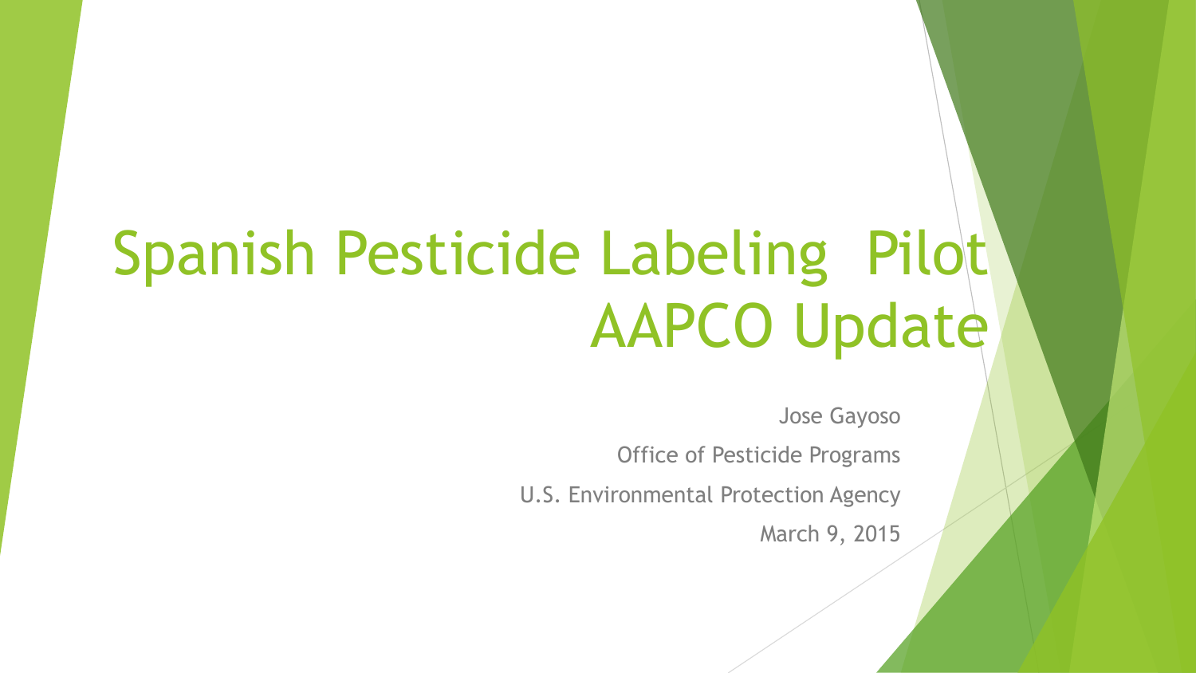# Spanish Pesticide Labeling Pilot AAPCO Update

Jose Gayoso

Office of Pesticide Programs

U.S. Environmental Protection Agency

March 9, 2015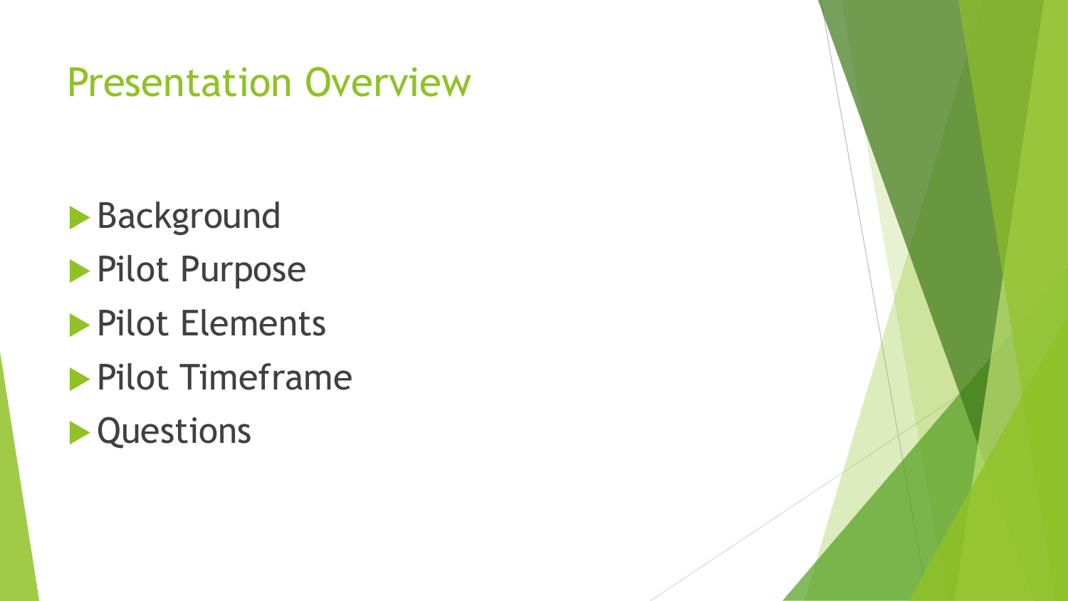# Presentation Overview

- Background
- Pilot Purpose
- Pilot Elements
- Pilot Timeframe
- Questions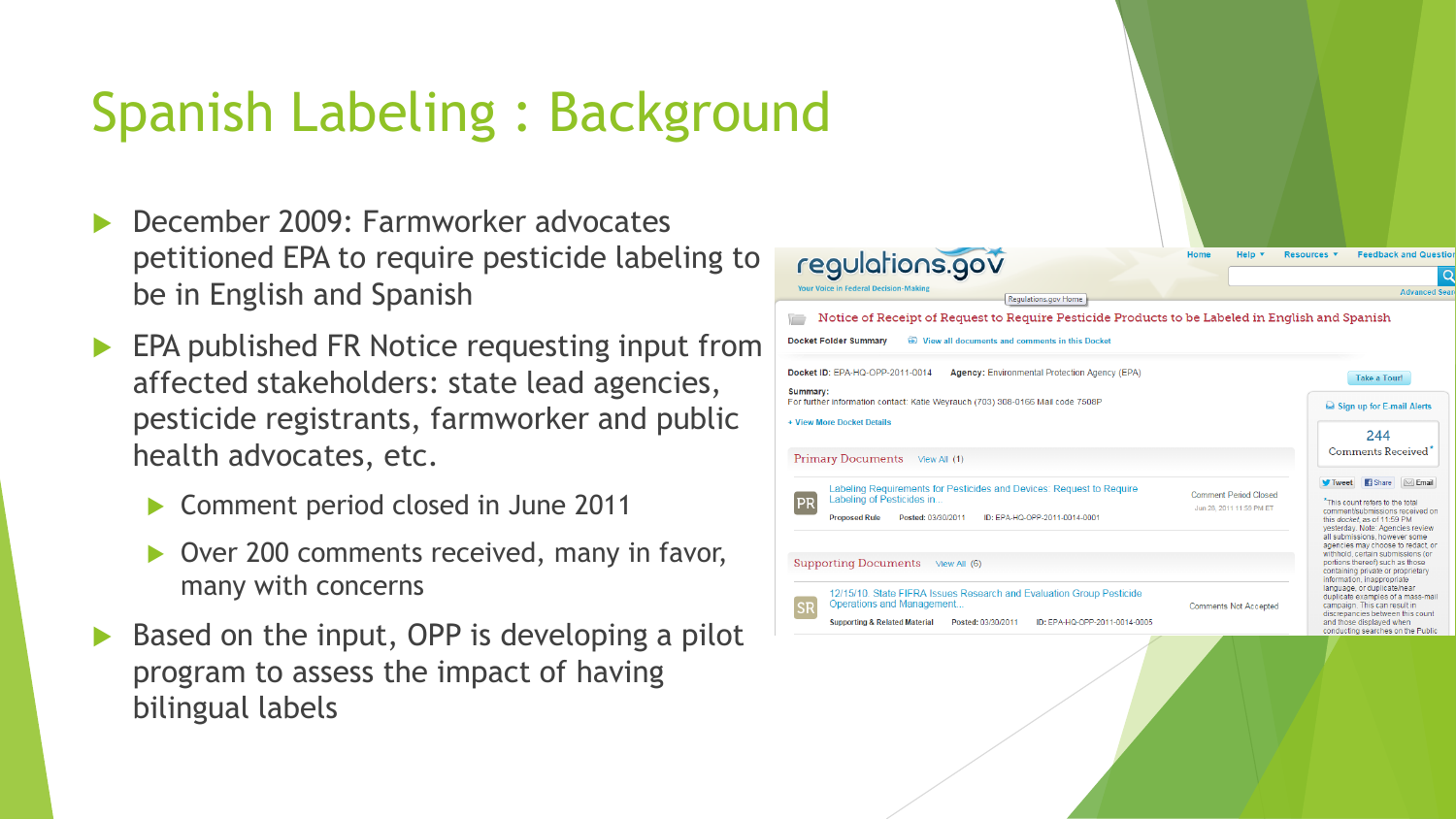# Spanish Labeling : Background

- December 2009: Farmworker advocates petitioned EPA to require pesticide labeling to be in English and Spanish
- EPA published FR Notice requesting input from affected stakeholders: state lead agencies, pesticide registrants, farmworker and public health advocates, etc.
  - Comment period closed in June 2011
  - Over 200 comments received, many in favor, many with concerns
- Based on the input, OPP is developing a pilot program to assess the impact of having bilingual labels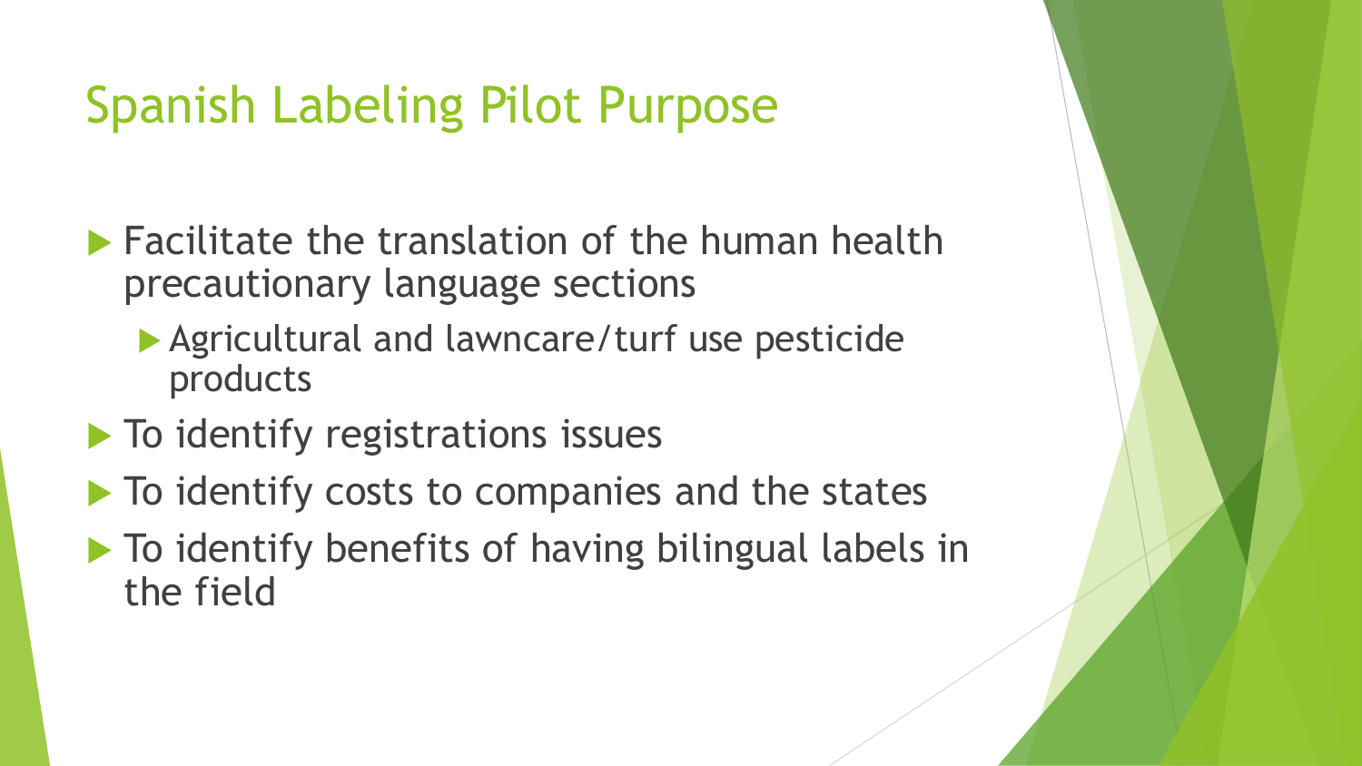# Spanish Labeling Pilot Purpose

- Facilitate the translation of the human health precautionary language sections
  - Agricultural and lawncare/turf use pesticide products
- To identify registrations issues
- To identify costs to companies and the states
- To identify benefits of having bilingual labels in the field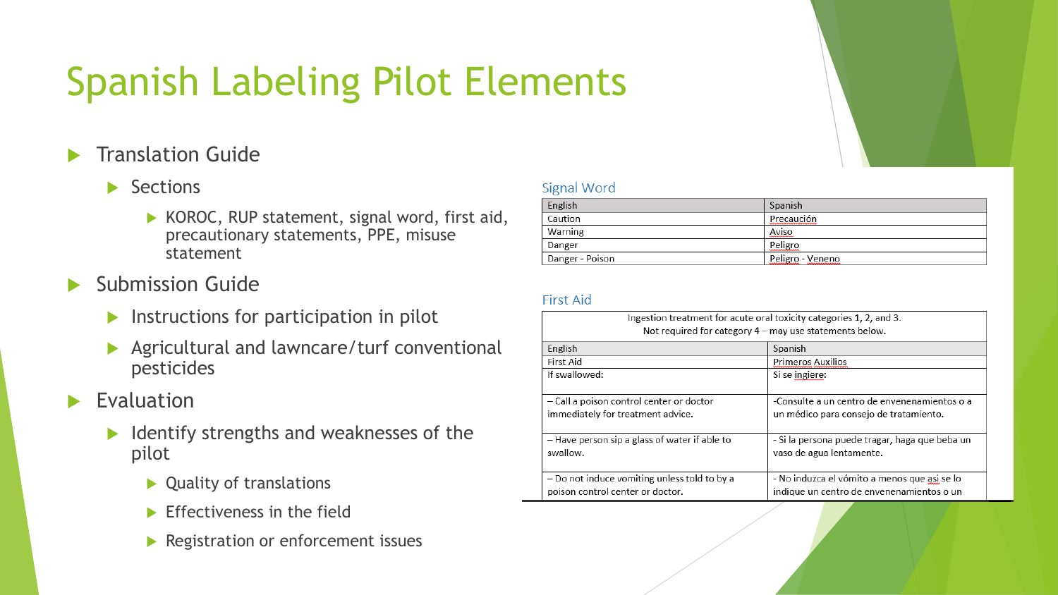# Spanish Labeling Pilot Elements

- Translation Guide
  - Sections
    - KOROC, RUP statement, signal word, first aid, precautionary statements, PPE, misuse statement
- Submission Guide
  - Instructions for participation in pilot
  - Agricultural and lawncare/turf conventional pesticides
- Evaluation
  - Identify strengths and weaknesses of the pilot
    - Quality of translations
    - Effectiveness in the field
    - Registration or enforcement issues

## Signal Word

| English | Spanish |
|---|---|
| Caution | Precaución |
| Warning | Aviso |
| Danger | Peligro |
| Danger - Poison | Peligro - Veneno |

## First Aid

Ingestion treatment for acute oral toxicity categories 1, 2, and 3. Not required for category 4 – may use statements below.

| English | Spanish |
|---|---|
| First Aid | Primeros Auxilios |
| If swallowed: | Si se ingiere: |
| – Call a poison control center or doctor immediately for treatment advice. | -Consulte a un centro de envenenamientos o a un médico para consejo de tratamiento. |
| – Have person sip a glass of water if able to swallow. | - Si la persona puede tragar, haga que beba un vaso de agua lentamente. |
| – Do not induce vomiting unless told to by a poison control center or doctor. | - No induzca el vómito a menos que así se lo indique un centro de envenenamientos o un |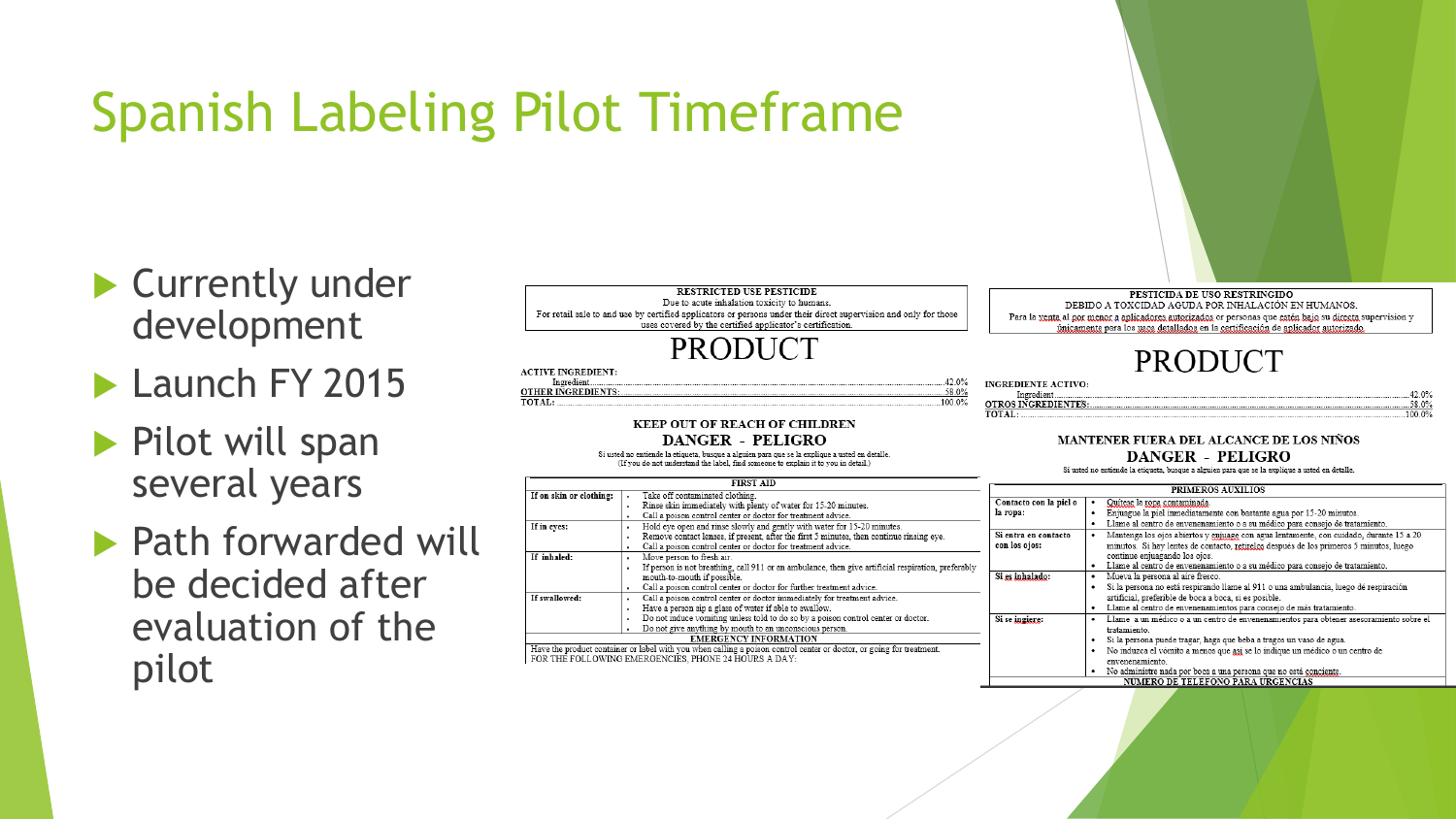# Spanish Labeling Pilot Timeframe

- Currently under development
- Launch FY 2015
- Pilot will span several years
- Path forwarded will be decided after evaluation of the pilot

**RESTRICTED USE PESTICIDE**
Due to acute inhalation toxicity to humans.
For retail sale to and use by certified applicators or persons under their direct supervision and only for those uses covered by the certified applicator's certification.

# PRODUCT

**ACTIVE INGREDIENT:**
Ingredient.......................................................................42.0%
**OTHER INGREDIENTS:**.......................................................58.0%
**TOTAL:**.........................................................................100.0%

**KEEP OUT OF REACH OF CHILDREN**
**DANGER - PELIGRO**
Si usted no entiende la etiqueta, busque a alguien para que se la explique a usted en detalle.
(If you do not understand the label, find someone to explain it to you in detail.)

| FIRST AID | |
|---|---|
| **If on skin or clothing:** | • Take off contaminated clothing.<br>• Rinse skin immediately with plenty of water for 15-20 minutes.<br>• Call a poison control center or doctor for treatment advice. |
| **If in eyes:** | • Hold eye open and rinse slowly and gently with water for 15-20 minutes.<br>• Remove contact lenses, if present, after the first 5 minutes, then continue rinsing eye.<br>• Call a poison control center or doctor for treatment advice. |
| **If inhaled:** | • Move person to fresh air.<br>• If person is not breathing, call 911 or an ambulance, then give artificial respiration, preferably mouth-to-mouth if possible.<br>• Call a poison control center or doctor for further treatment advice. |
| **If swallowed:** | • Call a poison control center or doctor immediately for treatment advice.<br>• Have a person sip a glass of water if able to swallow.<br>• Do not induce vomiting unless told to do so by a poison control center or doctor.<br>• Do not give anything by mouth to an unconscious person. |
| **EMERGENCY INFORMATION** | |

Have the product container or label with you when calling a poison control center or doctor, or going for treatment.
FOR THE FOLLOWING EMERGENCIES, PHONE 24 HOURS A DAY:

**PESTICIDA DE USO RESTRINGIDO**
DEBIDO A TOXCIDAD AGUDA POR INHALACIÓN EN HUMANOS.
Para la venta al por menor a aplicadores autorizados or personas que estén bajo su directa supervision y únicamente para los usos detallados en la certificación de aplicador autorizado.

# PRODUCT

**INGREDIENTE ACTIVO:**
Ingredient.......................................................................42.0%
**OTROS INGREDIENTES:**.......................................................58.0%
**TOTAL:**.........................................................................100.0%

**MANTENER FUERA DEL ALCANCE DE LOS NIÑOS**
**DANGER - PELIGRO**
Si usted no entiende la etiqueta, busque a alguien para que se la explique a usted en detalle.

| PRIMEROS AUXILIOS | |
|---|---|
| **Contacto con la piel o la ropa:** | • Quítese la ropa contaminada.<br>• Enjuague la piel inmediatamente con bastante agua por 15-20 minutos.<br>• Llame al centro de envenenamiento o a su médico para consejo de tratamiento. |
| **Si entra en contacto con los ojos:** | • Mantenga los ojos abiertos y enjuage con agua lentamente, con cuidado, durante 15 a 20 minutos. Si hay lentes de contacto, retírelos después de los primeros 5 minutos, luego continue enjuagando los ojos.<br>• Llame al centro de envenenamiento o a su médico para consejo de tratamiento. |
| **Si es inhalado:** | • Mueva la persona al aire fresco.<br>• Si la persona no está respirando llame al 911 o una ambulancia, luego de respiración artificial, preferible de boca a boca, si es posible.<br>• Llame al centro de envenenamientos para consejo de más tratamiento. |
| **Si se ingiere:** | • Llame a un médico o a un centro de envenenamientos para obtener asesoramiento sobre el tratamiento.<br>• Si la persona puede tragar, haga que beba a tragos un vaso de agua.<br>• No induzca el vómito a menos que así se lo indique un médico o un centro de envenenamiento.<br>• No administre nada por boca a una persona que no está consciente. |
| **NUMERO DE TELEFONO PARA URGENCIAS** | |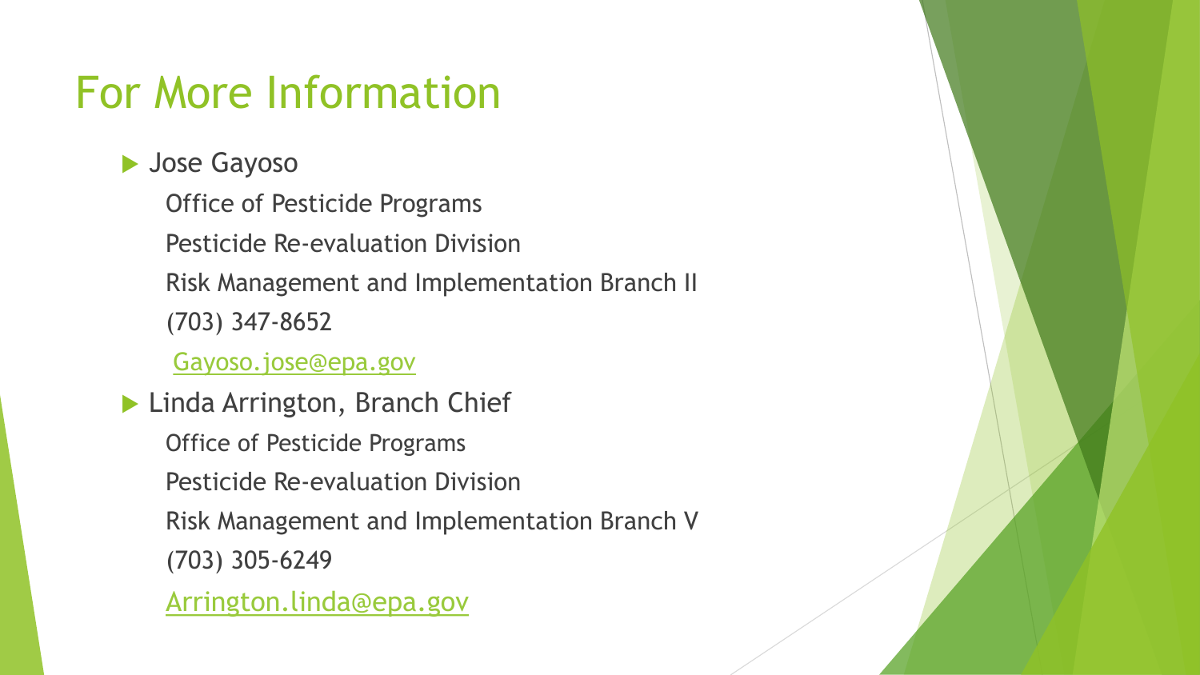# For More Information

- Jose Gayoso

  Office of Pesticide Programs

  Pesticide Re-evaluation Division

  Risk Management and Implementation Branch II

  (703) 347-8652

  Gayoso.jose@epa.gov

- Linda Arrington, Branch Chief

  Office of Pesticide Programs

  Pesticide Re-evaluation Division

  Risk Management and Implementation Branch V

  (703) 305-6249

  Arrington.linda@epa.gov